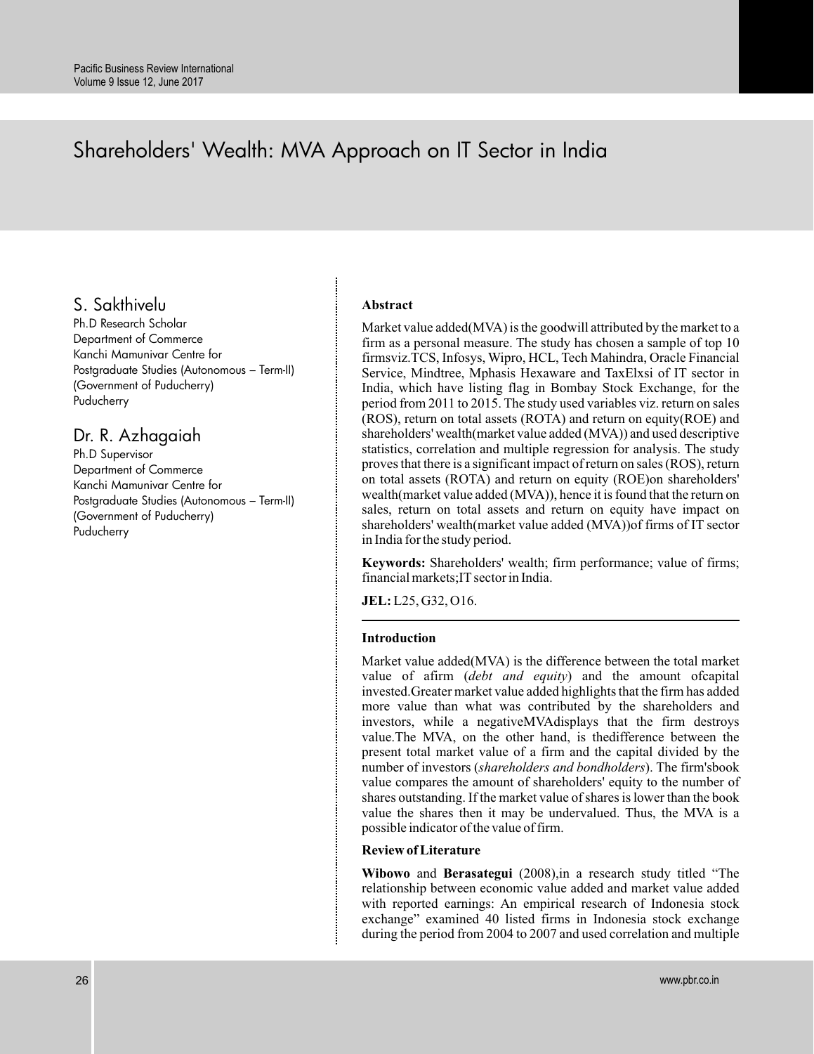# Shareholders' Wealth: MVA Approach on IT Sector in India

## S. Sakthivelu

Ph.D Research Scholar
Department of Commerce
Kanchi Mamunivar Centre for
Postgraduate Studies (Autonomous – Term-II)
(Government of Puducherry)
Puducherry

## Dr. R. Azhagaiah

Ph.D Supervisor
Department of Commerce
Kanchi Mamunivar Centre for
Postgraduate Studies (Autonomous – Term-II)
(Government of Puducherry)
Puducherry

**Abstract**

Market value added(MVA) is the goodwill attributed by the market to a firm as a personal measure. The study has chosen a sample of top 10 firmsviz.TCS, Infosys, Wipro, HCL, Tech Mahindra, Oracle Financial Service, Mindtree, Mphasis Hexaware and TaxElxsi of IT sector in India, which have listing flag in Bombay Stock Exchange, for the period from 2011 to 2015. The study used variables viz. return on sales (ROS), return on total assets (ROTA) and return on equity(ROE) and shareholders' wealth(market value added (MVA)) and used descriptive statistics, correlation and multiple regression for analysis. The study proves that there is a significant impact of return on sales (ROS), return on total assets (ROTA) and return on equity (ROE)on shareholders' wealth(market value added (MVA)), hence it is found that the return on sales, return on total assets and return on equity have impact on shareholders' wealth(market value added (MVA))of firms of IT sector in India for the study period.

**Keywords:** Shareholders' wealth; firm performance; value of firms; financial markets;IT sector in India.

**JEL:** L25, G32, O16.

---

**Introduction**

Market value added(MVA) is the difference between the total market value of afirm (*debt and equity*) and the amount ofcapital invested.Greater market value added highlights that the firm has added more value than what was contributed by the shareholders and investors, while a negativeMVAdisplays that the firm destroys value.The MVA, on the other hand, is thedifference between the present total market value of a firm and the capital divided by the number of investors (*shareholders and bondholders*). The firm'sbook value compares the amount of shareholders' equity to the number of shares outstanding. If the market value of shares is lower than the book value the shares then it may be undervalued. Thus, the MVA is a possible indicator of the value of firm.

**Review of Literature**

**Wibowo** and **Berasategui** (2008),in a research study titled "The relationship between economic value added and market value added with reported earnings: An empirical research of Indonesia stock exchange" examined 40 listed firms in Indonesia stock exchange during the period from 2004 to 2007 and used correlation and multiple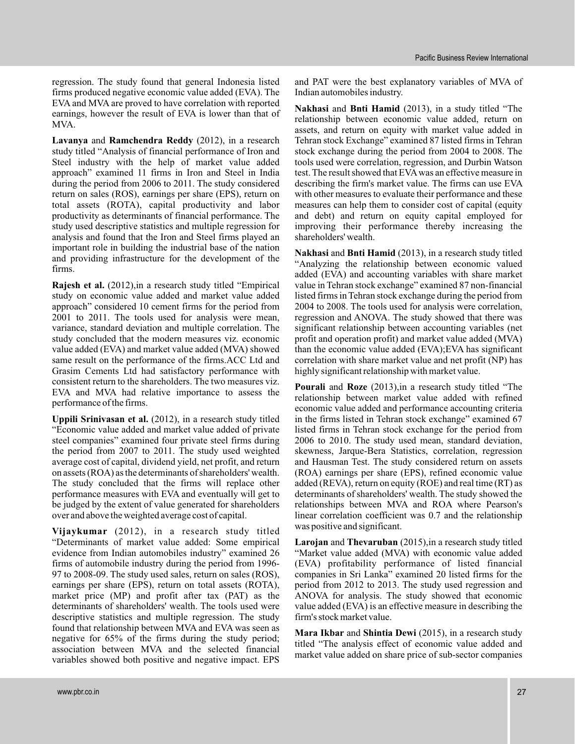regression. The study found that general Indonesia listed firms produced negative economic value added (EVA). The EVA and MVA are proved to have correlation with reported earnings, however the result of EVA is lower than that of MVA.

**Lavanya** and **Ramchendra Reddy** (2012), in a research study titled "Analysis of financial performance of Iron and Steel industry with the help of market value added approach" examined 11 firms in Iron and Steel in India during the period from 2006 to 2011. The study considered return on sales (ROS), earnings per share (EPS), return on total assets (ROTA), capital productivity and labor productivity as determinants of financial performance. The study used descriptive statistics and multiple regression for analysis and found that the Iron and Steel firms played an important role in building the industrial base of the nation and providing infrastructure for the development of the firms.

**Rajesh et al.** (2012),in a research study titled "Empirical study on economic value added and market value added approach" considered 10 cement firms for the period from 2001 to 2011. The tools used for analysis were mean, variance, standard deviation and multiple correlation. The study concluded that the modern measures viz. economic value added (EVA) and market value added (MVA) showed same result on the performance of the firms.ACC Ltd and Grasim Cements Ltd had satisfactory performance with consistent return to the shareholders. The two measures viz. EVA and MVA had relative importance to assess the performance of the firms.

**Uppili Srinivasan et al.** (2012), in a research study titled "Economic value added and market value added of private steel companies" examined four private steel firms during the period from 2007 to 2011. The study used weighted average cost of capital, dividend yield, net profit, and return on assets (ROA) as the determinants of shareholders' wealth. The study concluded that the firms will replace other performance measures with EVA and eventually will get to be judged by the extent of value generated for shareholders over and above the weighted average cost of capital.

**Vijaykumar** (2012), in a research study titled "Determinants of market value added: Some empirical evidence from Indian automobiles industry" examined 26 firms of automobile industry during the period from 1996-97 to 2008-09. The study used sales, return on sales (ROS), earnings per share (EPS), return on total assets (ROTA), market price (MP) and profit after tax (PAT) as the determinants of shareholders' wealth. The tools used were descriptive statistics and multiple regression. The study found that relationship between MVA and EVA was seen as negative for 65% of the firms during the study period; association between MVA and the selected financial variables showed both positive and negative impact. EPS and PAT were the best explanatory variables of MVA of Indian automobiles industry.

**Nakhasi** and **Bnti Hamid** (2013), in a study titled "The relationship between economic value added, return on assets, and return on equity with market value added in Tehran stock Exchange" examined 87 listed firms in Tehran stock exchange during the period from 2004 to 2008. The tools used were correlation, regression, and Durbin Watson test. The result showed that EVA was an effective measure in describing the firm's market value. The firms can use EVA with other measures to evaluate their performance and these measures can help them to consider cost of capital (equity and debt) and return on equity capital employed for improving their performance thereby increasing the shareholders' wealth.

**Nakhasi** and **Bnti Hamid** (2013), in a research study titled "Analyzing the relationship between economic valued added (EVA) and accounting variables with share market value in Tehran stock exchange" examined 87 non-financial listed firms in Tehran stock exchange during the period from 2004 to 2008. The tools used for analysis were correlation, regression and ANOVA. The study showed that there was significant relationship between accounting variables (net profit and operation profit) and market value added (MVA) than the economic value added (EVA);EVA has significant correlation with share market value and net profit (NP) has highly significant relationship with market value.

**Pourali** and **Roze** (2013),in a research study titled "The relationship between market value added with refined economic value added and performance accounting criteria in the firms listed in Tehran stock exchange" examined 67 listed firms in Tehran stock exchange for the period from 2006 to 2010. The study used mean, standard deviation, skewness, Jarque-Bera Statistics, correlation, regression and Hausman Test. The study considered return on assets (ROA) earnings per share (EPS), refined economic value added (REVA), return on equity (ROE) and real time (RT) as determinants of shareholders' wealth. The study showed the relationships between MVA and ROA where Pearson's linear correlation coefficient was 0.7 and the relationship was positive and significant.

**Larojan** and **Thevaruban** (2015),in a research study titled "Market value added (MVA) with economic value added (EVA) profitability performance of listed financial companies in Sri Lanka" examined 20 listed firms for the period from 2012 to 2013. The study used regression and ANOVA for analysis. The study showed that economic value added (EVA) is an effective measure in describing the firm's stock market value.

**Mara Ikbar** and **Shintia Dewi** (2015), in a research study titled "The analysis effect of economic value added and market value added on share price of sub-sector companies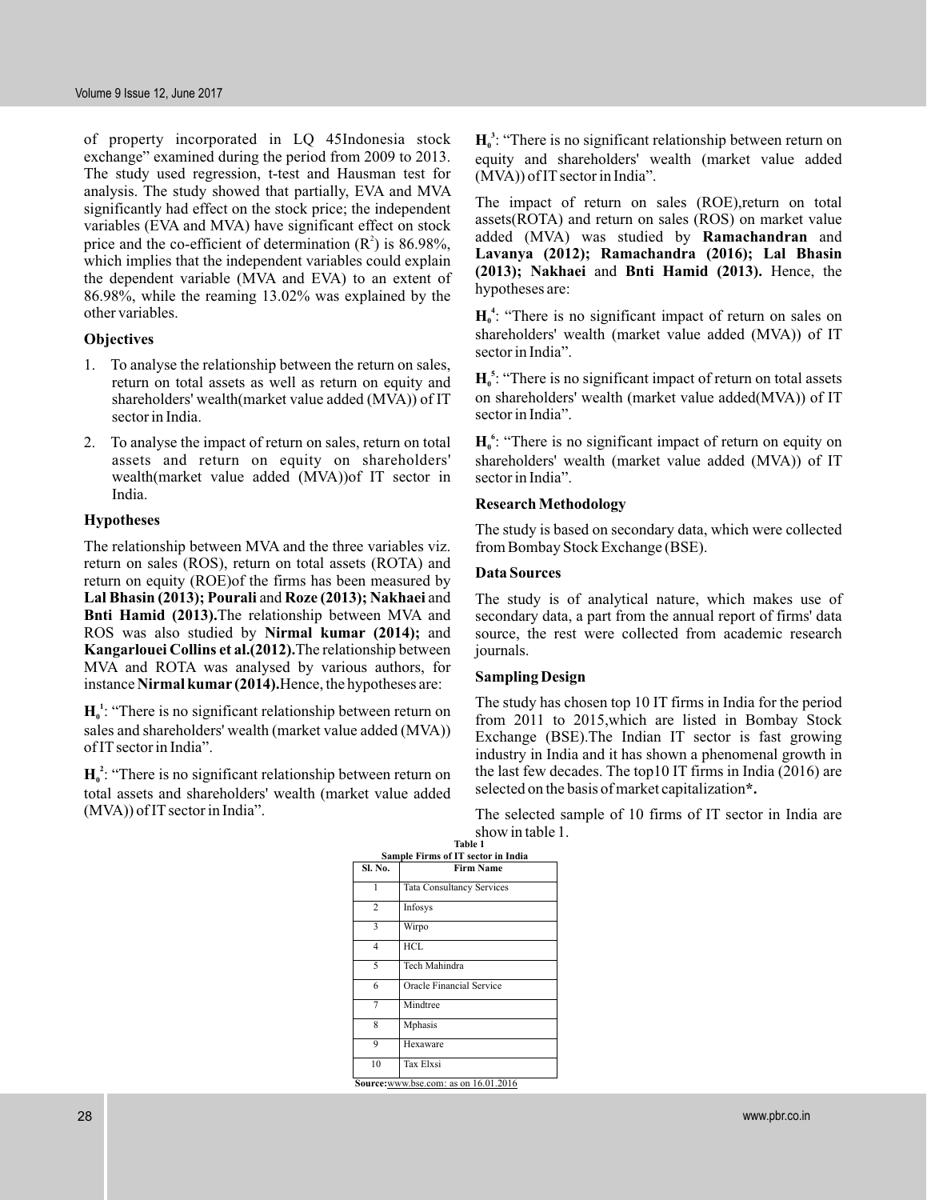of property incorporated in LQ 45Indonesia stock exchange" examined during the period from 2009 to 2013. The study used regression, t-test and Hausman test for analysis. The study showed that partially, EVA and MVA significantly had effect on the stock price; the independent variables (EVA and MVA) have significant effect on stock price and the co-efficient of determination ($R^2$) is 86.98%, which implies that the independent variables could explain the dependent variable (MVA and EVA) to an extent of 86.98%, while the reaming 13.02% was explained by the other variables.

### Objectives

1. To analyse the relationship between the return on sales, return on total assets as well as return on equity and shareholders' wealth(market value added (MVA)) of IT sector in India.
2. To analyse the impact of return on sales, return on total assets and return on equity on shareholders' wealth(market value added (MVA))of IT sector in India.

### Hypotheses

The relationship between MVA and the three variables viz. return on sales (ROS), return on total assets (ROTA) and return on equity (ROE)of the firms has been measured by **Lal Bhasin (2013); Pourali** and **Roze (2013); Nakhaei** and **Bnti Hamid (2013).**The relationship between MVA and ROS was also studied by **Nirmal kumar (2014);** and **Kangarlouei Collins et al.(2012).**The relationship between MVA and ROTA was analysed by various authors, for instance **Nirmal kumar (2014).**Hence, the hypotheses are:

$H_0^1$: "There is no significant relationship between return on sales and shareholders' wealth (market value added (MVA)) of IT sector in India".

$H_0^2$: "There is no significant relationship between return on total assets and shareholders' wealth (market value added (MVA)) of IT sector in India".

$H_0^3$: "There is no significant relationship between return on equity and shareholders' wealth (market value added (MVA)) of IT sector in India".

The impact of return on sales (ROE),return on total assets(ROTA) and return on sales (ROS) on market value added (MVA) was studied by **Ramachandran** and **Lavanya (2012); Ramachandra (2016); Lal Bhasin (2013); Nakhaei** and **Bnti Hamid (2013).** Hence, the hypotheses are:

$H_0^4$: "There is no significant impact of return on sales on shareholders' wealth (market value added (MVA)) of IT sector in India".

$H_0^5$: "There is no significant impact of return on total assets on shareholders' wealth (market value added(MVA)) of IT sector in India".

$H_0^6$: "There is no significant impact of return on equity on shareholders' wealth (market value added (MVA)) of IT sector in India".

### Research Methodology

The study is based on secondary data, which were collected from Bombay Stock Exchange (BSE).

### Data Sources

The study is of analytical nature, which makes use of secondary data, a part from the annual report of firms' data source, the rest were collected from academic research journals.

### Sampling Design

The study has chosen top 10 IT firms in India for the period from 2011 to 2015,which are listed in Bombay Stock Exchange (BSE).The Indian IT sector is fast growing industry in India and it has shown a phenomenal growth in the last few decades. The top10 IT firms in India (2016) are selected on the basis of market capitalization**\*.**

The selected sample of 10 firms of IT sector in India are show in table 1.

**Table 1**
**Sample Firms of IT sector in India**

| Sl. No. | Firm Name |
|---|---|
| 1 | Tata Consultancy Services |
| 2 | Infosys |
| 3 | Wirpo |
| 4 | HCL |
| 5 | Tech Mahindra |
| 6 | Oracle Financial Service |
| 7 | Mindtree |
| 8 | Mphasis |
| 9 | Hexaware |
| 10 | Tax Elxsi |

**Source:**www.bse.com: as on 16.01.2016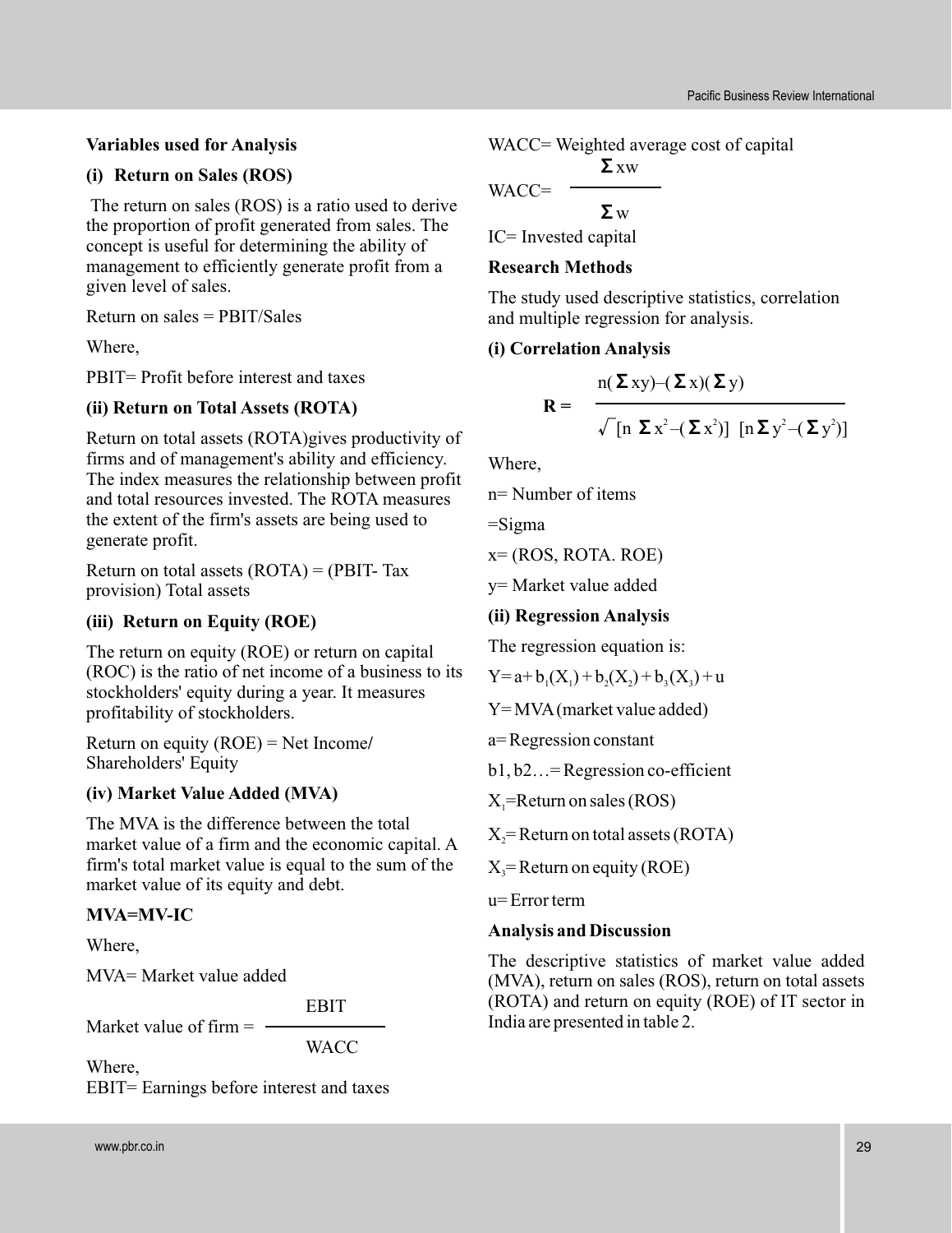**Variables used for Analysis**

**(i) Return on Sales (ROS)**

The return on sales (ROS) is a ratio used to derive the proportion of profit generated from sales. The concept is useful for determining the ability of management to efficiently generate profit from a given level of sales.

Return on sales = PBIT/Sales

Where,

PBIT= Profit before interest and taxes

**(ii) Return on Total Assets (ROTA)**

Return on total assets (ROTA)gives productivity of firms and of management's ability and efficiency. The index measures the relationship between profit and total resources invested. The ROTA measures the extent of the firm's assets are being used to generate profit.

Return on total assets (ROTA) = (PBIT- Tax provision) Total assets

**(iii) Return on Equity (ROE)**

The return on equity (ROE) or return on capital (ROC) is the ratio of net income of a business to its stockholders' equity during a year. It measures profitability of stockholders.

Return on equity (ROE) = Net Income/ Shareholders' Equity

**(iv) Market Value Added (MVA)**

The MVA is the difference between the total market value of a firm and the economic capital. A firm's total market value is equal to the sum of the market value of its equity and debt.

**MVA=MV-IC**

Where,

MVA= Market value added

$$\text{Market value of firm} = \frac{\text{EBIT}}{\text{WACC}}$$

Where,

EBIT= Earnings before interest and taxes

WACC= Weighted average cost of capital

$$\text{WACC} = \frac{\Sigma xw}{\Sigma w}$$

IC= Invested capital

**Research Methods**

The study used descriptive statistics, correlation and multiple regression for analysis.

**(i) Correlation Analysis**

$$R = \frac{n(\Sigma xy) - (\Sigma x)(\Sigma y)}{\sqrt{[n\,\Sigma x^2 - (\Sigma x^2)]\;[n\,\Sigma y^2 - (\Sigma y^2)]}}$$

Where,

n= Number of items

=Sigma

x= (ROS, ROTA. ROE)

y= Market value added

**(ii) Regression Analysis**

The regression equation is:

$$Y = a + b_1(X_1) + b_2(X_2) + b_3(X_3) + u$$

Y= MVA (market value added)

a= Regression constant

b1, b2…= Regression co-efficient

$X_1$=Return on sales (ROS)

$X_2$= Return on total assets (ROTA)

$X_3$= Return on equity (ROE)

u= Error term

**Analysis and Discussion**

The descriptive statistics of market value added (MVA), return on sales (ROS), return on total assets (ROTA) and return on equity (ROE) of IT sector in India are presented in table 2.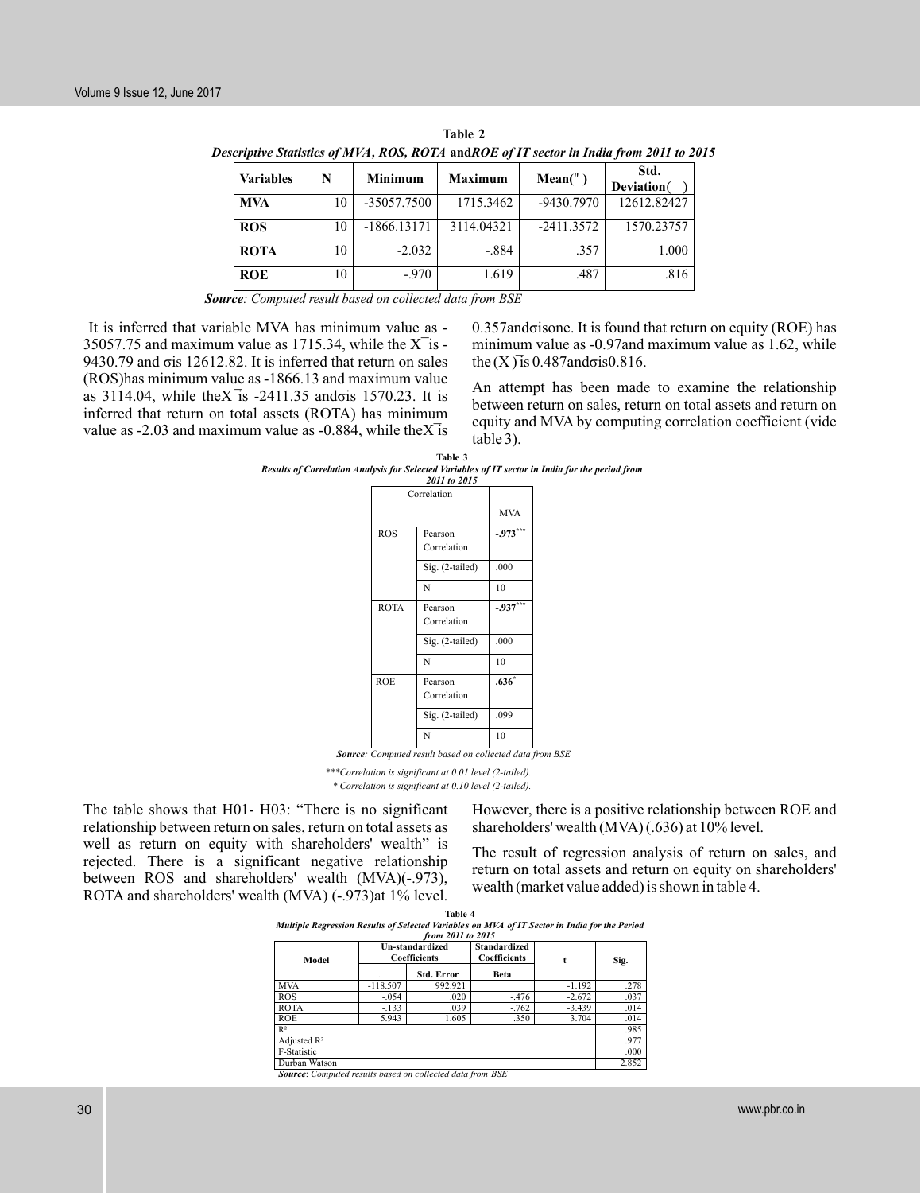**Table 2**

***Descriptive Statistics of MVA, ROS, ROTA and ROE of IT sector in India from 2011 to 2015***

| Variables | N | Minimum | Maximum | Mean(" ) | Std. Deviation( ) |
|---|---|---|---|---|---|
| MVA | 10 | -35057.7500 | 1715.3462 | -9430.7970 | 12612.82427 |
| ROS | 10 | -1866.13171 | 3114.04321 | -2411.3572 | 1570.23757 |
| ROTA | 10 | -2.032 | -.884 | .357 | 1.000 |
| ROE | 10 | -.970 | 1.619 | .487 | .816 |

***Source**: Computed result based on collected data from BSE*

It is inferred that variable MVA has minimum value as -35057.75 and maximum value as 1715.34, while the $\bar{X}$ is -9430.79 and σis 12612.82. It is inferred that return on sales (ROS)has minimum value as -1866.13 and maximum value as 3114.04, while the$\bar{X}$ is -2411.35 andσis 1570.23. It is inferred that return on total assets (ROTA) has minimum value as -2.03 and maximum value as -0.884, while the$\bar{X}$ is 0.357andσisone. It is found that return on equity (ROE) has minimum value as -0.97and maximum value as 1.62, while the $(\bar{X})$ is 0.487andσis0.816.

An attempt has been made to examine the relationship between return on sales, return on total assets and return on equity and MVA by computing correlation coefficient (vide table 3).

**Table 3**

***Results of Correlation Analysis for Selected Variables of IT sector in India for the period from 2011 to 2015***

| Correlation | | MVA |
|---|---|---|
| ROS | Pearson Correlation | **-.973*****|
| | Sig. (2-tailed) | .000 |
| | N | 10 |
| ROTA | Pearson Correlation | **-.937*****|
| | Sig. (2-tailed) | .000 |
| | N | 10 |
| ROE | Pearson Correlation | **.636***|
| | Sig. (2-tailed) | .099 |
| | N | 10 |

***Source**: Computed result based on collected data from BSE*

*\*\*\*Correlation is significant at 0.01 level (2-tailed).*

*\* Correlation is significant at 0.10 level (2-tailed).*

The table shows that H01- H03: "There is no significant relationship between return on sales, return on total assets as well as return on equity with shareholders' wealth" is rejected. There is a significant negative relationship between ROS and shareholders' wealth (MVA)(-.973), ROTA and shareholders' wealth (MVA) (-.973)at 1% level. However, there is a positive relationship between ROE and shareholders' wealth (MVA) (.636) at 10% level.

The result of regression analysis of return on sales, and return on total assets and return on equity on shareholders' wealth (market value added) is shown in table 4.

**Table 4**

***Multiple Regression Results of Selected Variables on MVA of IT Sector in India for the Period from 2011 to 2015***

| Model | Un-standardized Coefficients | | Standardized Coefficients | t | Sig. |
|---|---|---|---|---|---|
| | . | Std. Error | Beta | | |
| MVA | -118.507 | 992.921 | | -1.192 | .278 |
| ROS | -.054 | .020 | -.476 | -2.672 | .037 |
| ROTA | -.133 | .039 | -.762 | -3.439 | .014 |
| ROE | 5.943 | 1.605 | .350 | 3.704 | .014 |
| $R^2$ | | | | | .985 |
| Adjusted $R^2$ | | | | | .977 |
| F-Statistic | | | | | .000 |
| Durban Watson | | | | | 2.852 |

***Source**: Computed results based on collected data from BSE*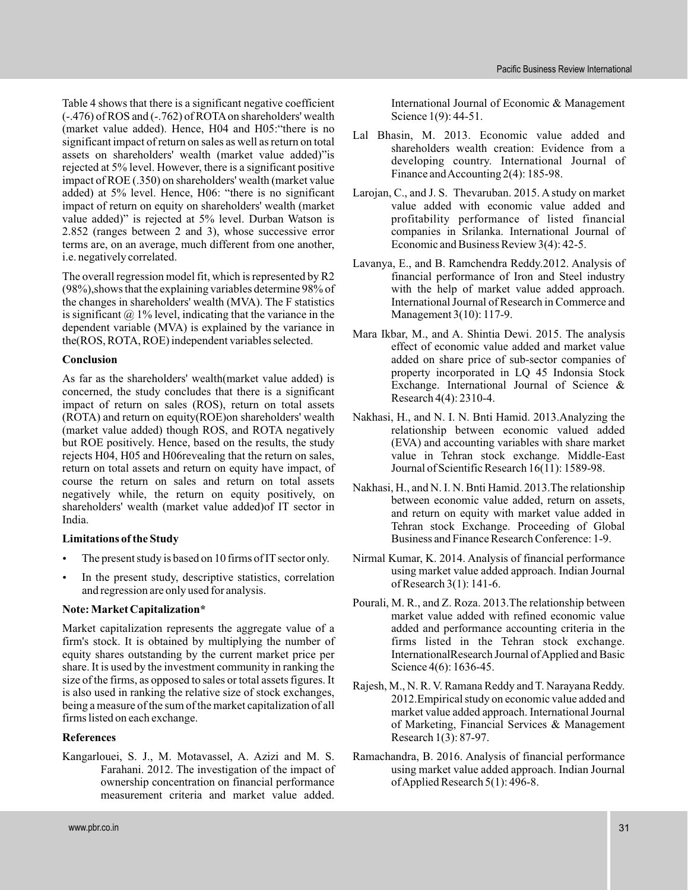Table 4 shows that there is a significant negative coefficient (-.476) of ROS and (-.762) of ROTA on shareholders' wealth (market value added). Hence, H04 and H05:"there is no significant impact of return on sales as well as return on total assets on shareholders' wealth (market value added)"is rejected at 5% level. However, there is a significant positive impact of ROE (.350) on shareholders' wealth (market value added) at 5% level. Hence, H06: "there is no significant impact of return on equity on shareholders' wealth (market value added)" is rejected at 5% level. Durban Watson is 2.852 (ranges between 2 and 3), whose successive error terms are, on an average, much different from one another, i.e. negatively correlated.

The overall regression model fit, which is represented by R2 (98%),shows that the explaining variables determine 98% of the changes in shareholders' wealth (MVA). The F statistics is significant @ 1% level, indicating that the variance in the dependent variable (MVA) is explained by the variance in the(ROS, ROTA, ROE) independent variables selected.

### Conclusion

As far as the shareholders' wealth(market value added) is concerned, the study concludes that there is a significant impact of return on sales (ROS), return on total assets (ROTA) and return on equity(ROE)on shareholders' wealth (market value added) though ROS, and ROTA negatively but ROE positively. Hence, based on the results, the study rejects H04, H05 and H06revealing that the return on sales, return on total assets and return on equity have impact, of course the return on sales and return on total assets negatively while, the return on equity positively, on shareholders' wealth (market value added)of IT sector in India.

### Limitations of the Study

- The present study is based on 10 firms of IT sector only.
- In the present study, descriptive statistics, correlation and regression are only used for analysis.

### Note: Market Capitalization*

Market capitalization represents the aggregate value of a firm's stock. It is obtained by multiplying the number of equity shares outstanding by the current market price per share. It is used by the investment community in ranking the size of the firms, as opposed to sales or total assets figures. It is also used in ranking the relative size of stock exchanges, being a measure of the sum of the market capitalization of all firms listed on each exchange.

### References

Kangarlouei, S. J., M. Motavassel, A. Azizi and M. S. Farahani. 2012. The investigation of the impact of ownership concentration on financial performance measurement criteria and market value added. International Journal of Economic & Management Science 1(9): 44-51.

Lal Bhasin, M. 2013. Economic value added and shareholders wealth creation: Evidence from a developing country. International Journal of Finance and Accounting 2(4): 185-98.

Larojan, C., and J. S. Thevaruban. 2015. A study on market value added with economic value added and profitability performance of listed financial companies in Srilanka. International Journal of Economic and Business Review 3(4): 42-5.

Lavanya, E., and B. Ramchendra Reddy.2012. Analysis of financial performance of Iron and Steel industry with the help of market value added approach. International Journal of Research in Commerce and Management 3(10): 117-9.

Mara Ikbar, M., and A. Shintia Dewi. 2015. The analysis effect of economic value added and market value added on share price of sub-sector companies of property incorporated in LQ 45 Indonsia Stock Exchange. International Journal of Science & Research 4(4): 2310-4.

Nakhasi, H., and N. I. N. Bnti Hamid. 2013.Analyzing the relationship between economic valued added (EVA) and accounting variables with share market value in Tehran stock exchange. Middle-East Journal of Scientific Research 16(11): 1589-98.

Nakhasi, H., and N. I. N. Bnti Hamid. 2013.The relationship between economic value added, return on assets, and return on equity with market value added in Tehran stock Exchange. Proceeding of Global Business and Finance Research Conference: 1-9.

Nirmal Kumar, K. 2014. Analysis of financial performance using market value added approach. Indian Journal of Research 3(1): 141-6.

Pourali, M. R., and Z. Roza. 2013.The relationship between market value added with refined economic value added and performance accounting criteria in the firms listed in the Tehran stock exchange. InternationalResearch Journal of Applied and Basic Science 4(6): 1636-45.

Rajesh, M., N. R. V. Ramana Reddy and T. Narayana Reddy. 2012.Empirical study on economic value added and market value added approach. International Journal of Marketing, Financial Services & Management Research 1(3): 87-97.

Ramachandra, B. 2016. Analysis of financial performance using market value added approach. Indian Journal of Applied Research 5(1): 496-8.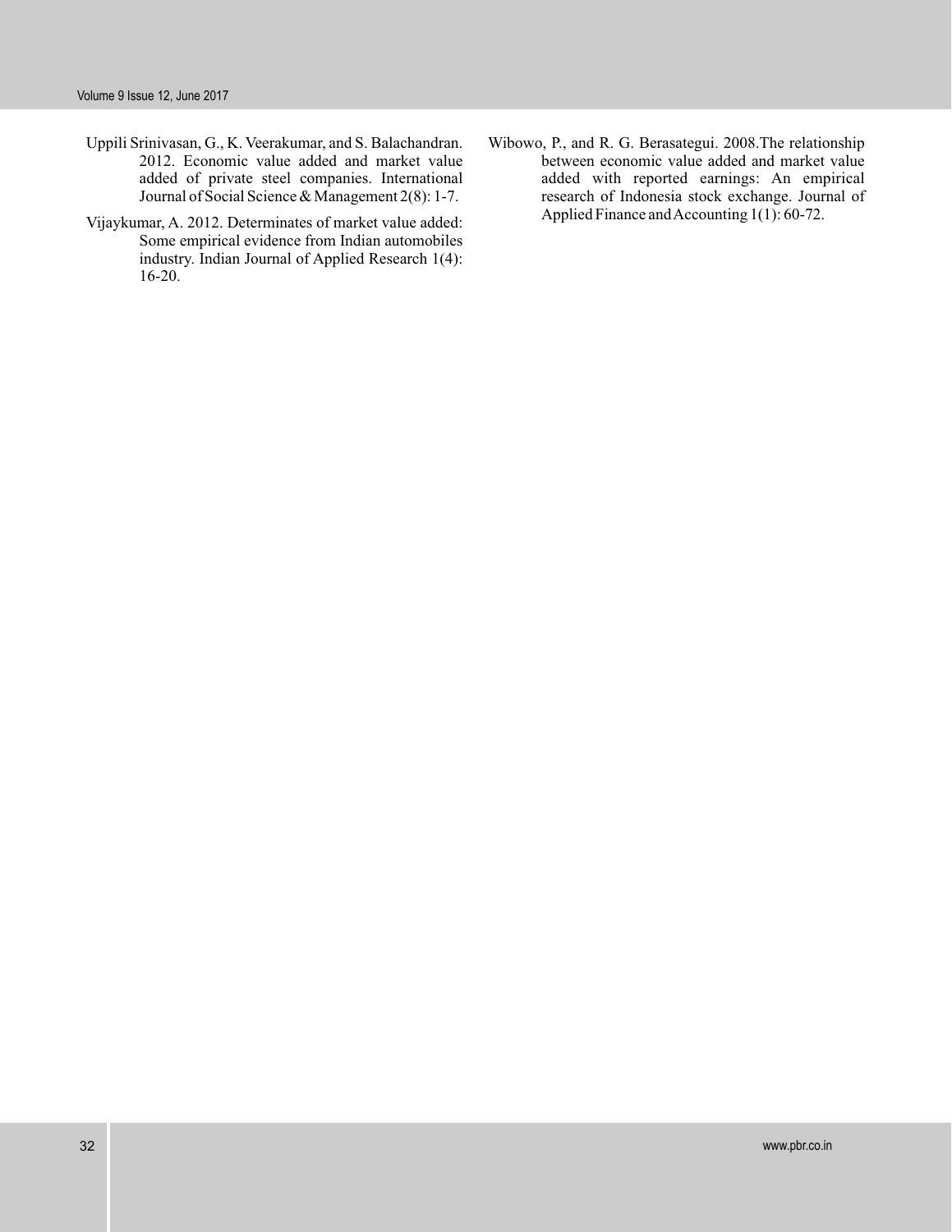Uppili Srinivasan, G., K. Veerakumar, and S. Balachandran. 2012. Economic value added and market value added of private steel companies. International Journal of Social Science & Management 2(8): 1-7.

Vijaykumar, A. 2012. Determinates of market value added: Some empirical evidence from Indian automobiles industry. Indian Journal of Applied Research 1(4): 16-20.

Wibowo, P., and R. G. Berasategui. 2008.The relationship between economic value added and market value added with reported earnings: An empirical research of Indonesia stock exchange. Journal of Applied Finance and Accounting 1(1): 60-72.